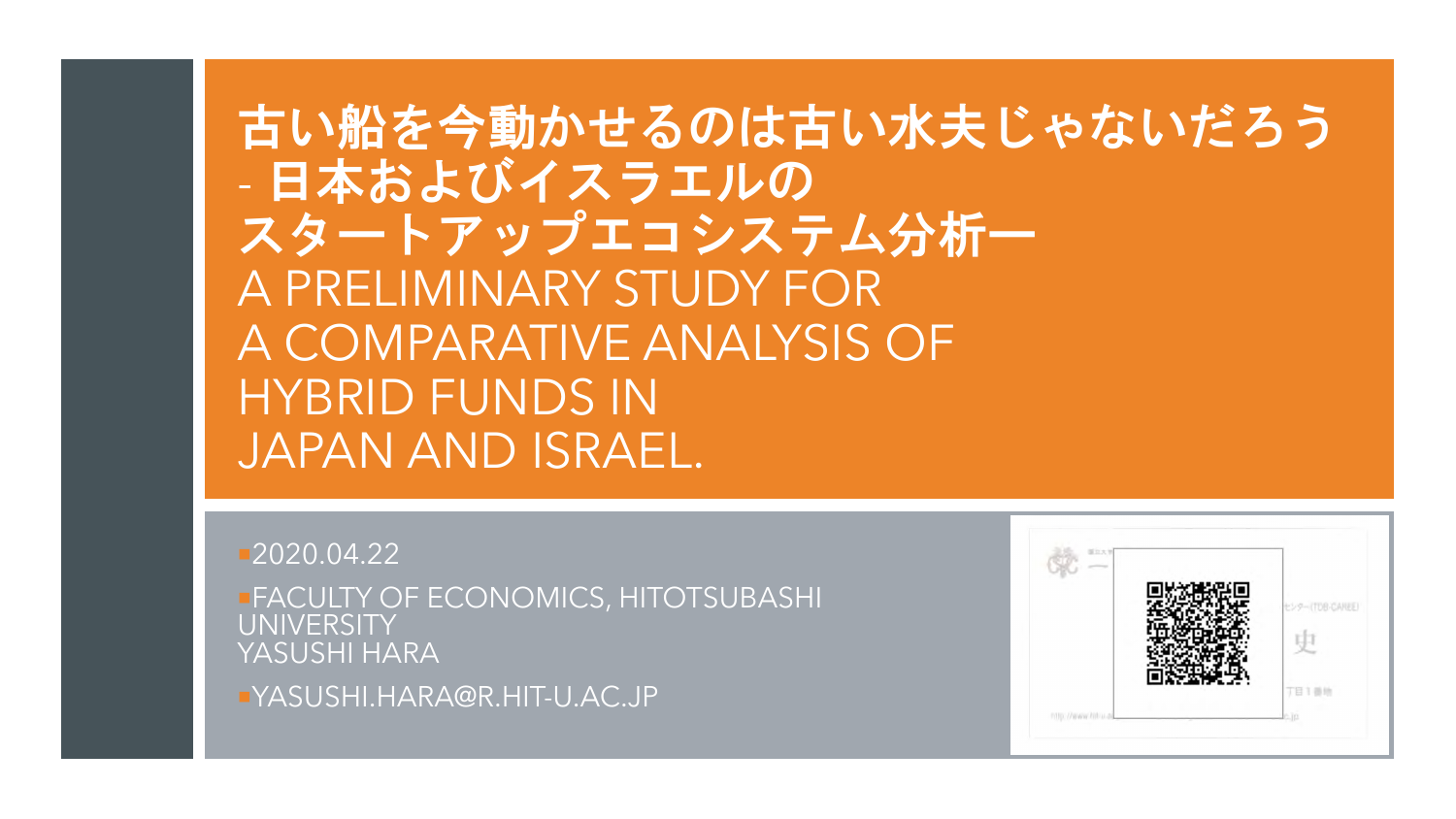# 古い船を今動かせるのは古い水夫じゃないだろう - 日本およびイスラエルの スタートアップエコシステム分析ー

# A PRELIMINARY STUDY FOR A COMPARATIVE ANALYSIS OF HYBRID FUNDS IN JAPAN AND ISRAEL.

- 2020.04.22
- FACULTY OF ECONOMICS, HITOTSUBASHI UNIVERSITY
  YASUSHI HARA
- YASUSHI.HARA@R.HIT-U.AC.JP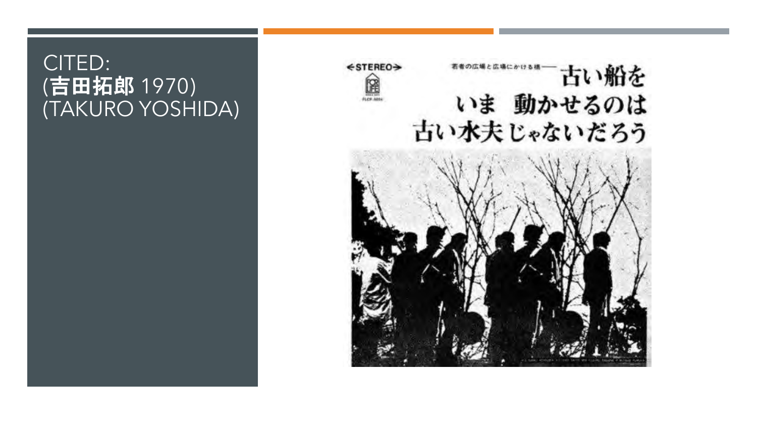# CITED:
# (吉田拓郎 1970)
# (TAKURO YOSHIDA)

若者の広場と広場にかける橋――古い船を いま 動かせるのは 古い水夫じゃないだろう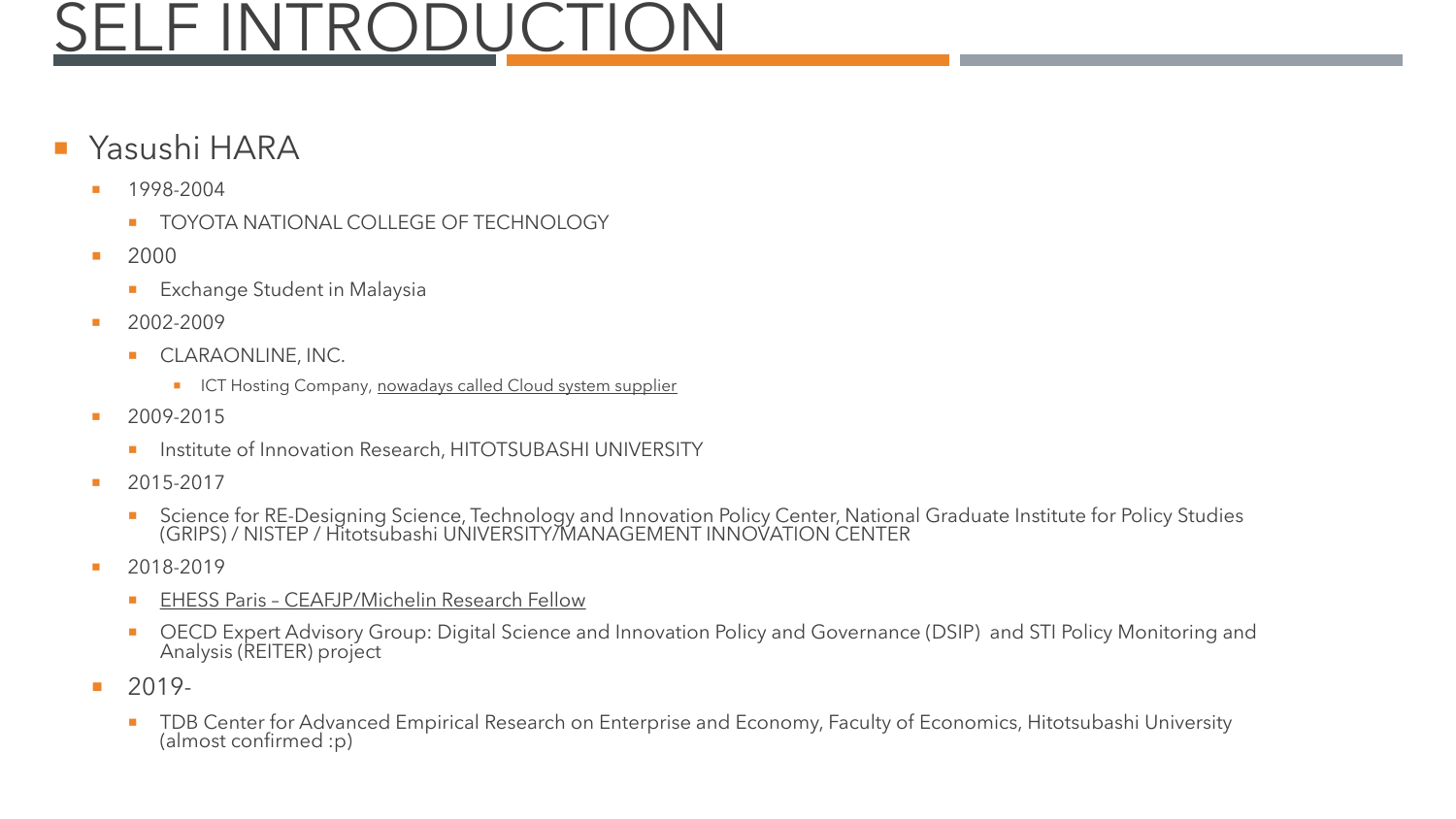# SELF INTRODUCTION

- Yasushi HARA
  - 1998-2004
    - TOYOTA NATIONAL COLLEGE OF TECHNOLOGY
  - 2000
    - Exchange Student in Malaysia
  - 2002-2009
    - CLARAONLINE, INC.
      - ICT Hosting Company, nowadays called Cloud system supplier
  - 2009-2015
    - Institute of Innovation Research, HITOTSUBASHI UNIVERSITY
  - 2015-2017
    - Science for RE-Designing Science, Technology and Innovation Policy Center, National Graduate Institute for Policy Studies (GRIPS) / NISTEP / Hitotsubashi UNIVERSITY/MANAGEMENT INNOVATION CENTER
  - 2018-2019
    - EHESS Paris – CEAFJP/Michelin Research Fellow
    - OECD Expert Advisory Group: Digital Science and Innovation Policy and Governance (DSIP) and STI Policy Monitoring and Analysis (REITER) project
  - 2019-
    - TDB Center for Advanced Empirical Research on Enterprise and Economy, Faculty of Economics, Hitotsubashi University (almost confirmed :p)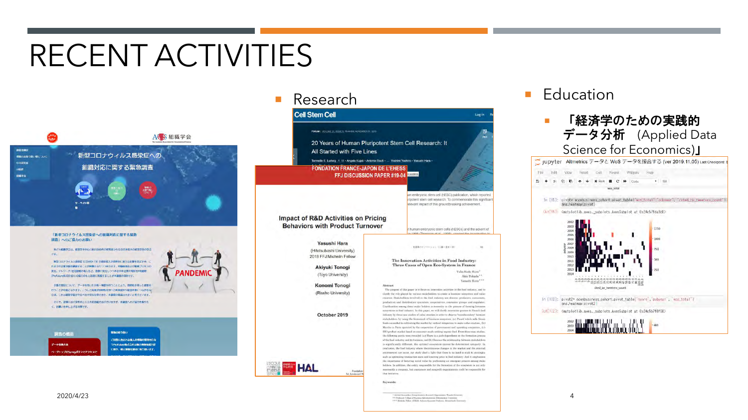# RECENT ACTIVITIES

- Research
- Education
  - 「経済学のための実践的データ分析　(Applied Data Science for Economics)」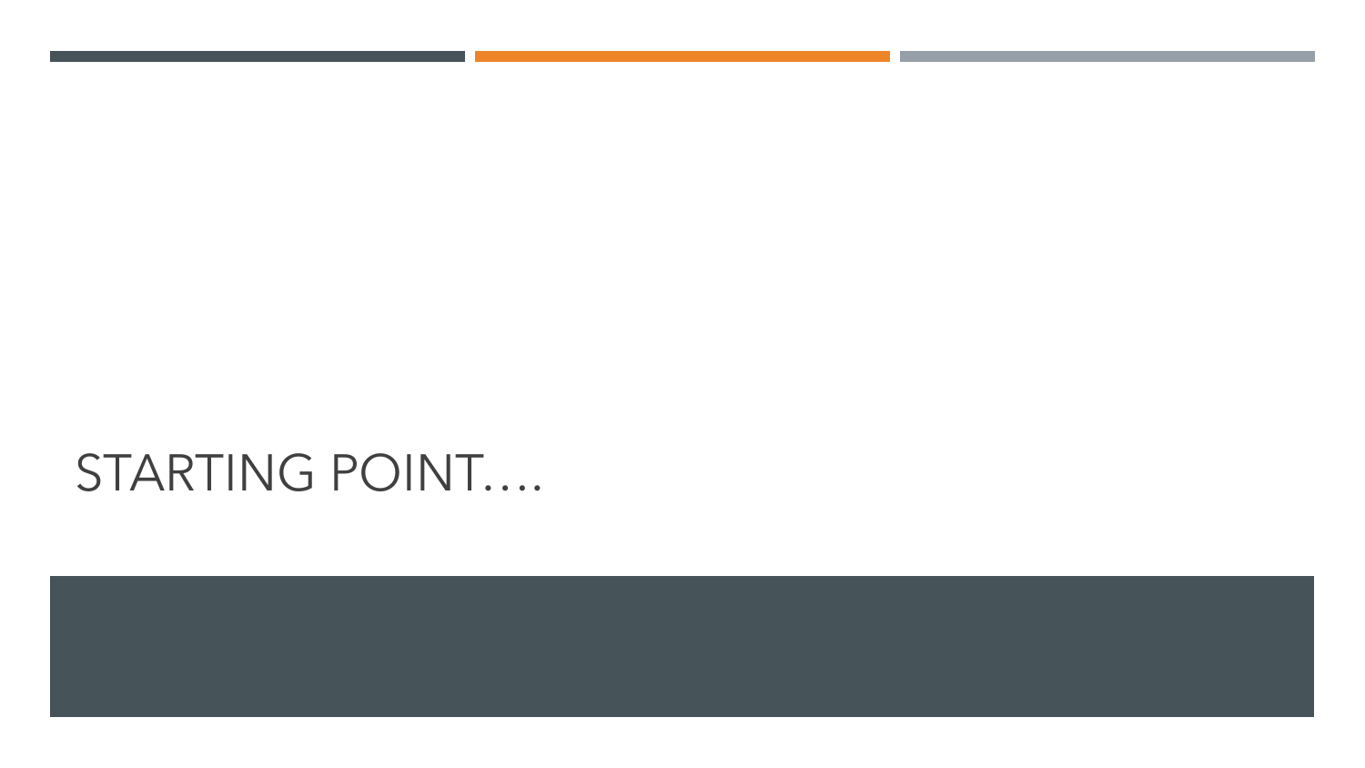# STARTING POINT….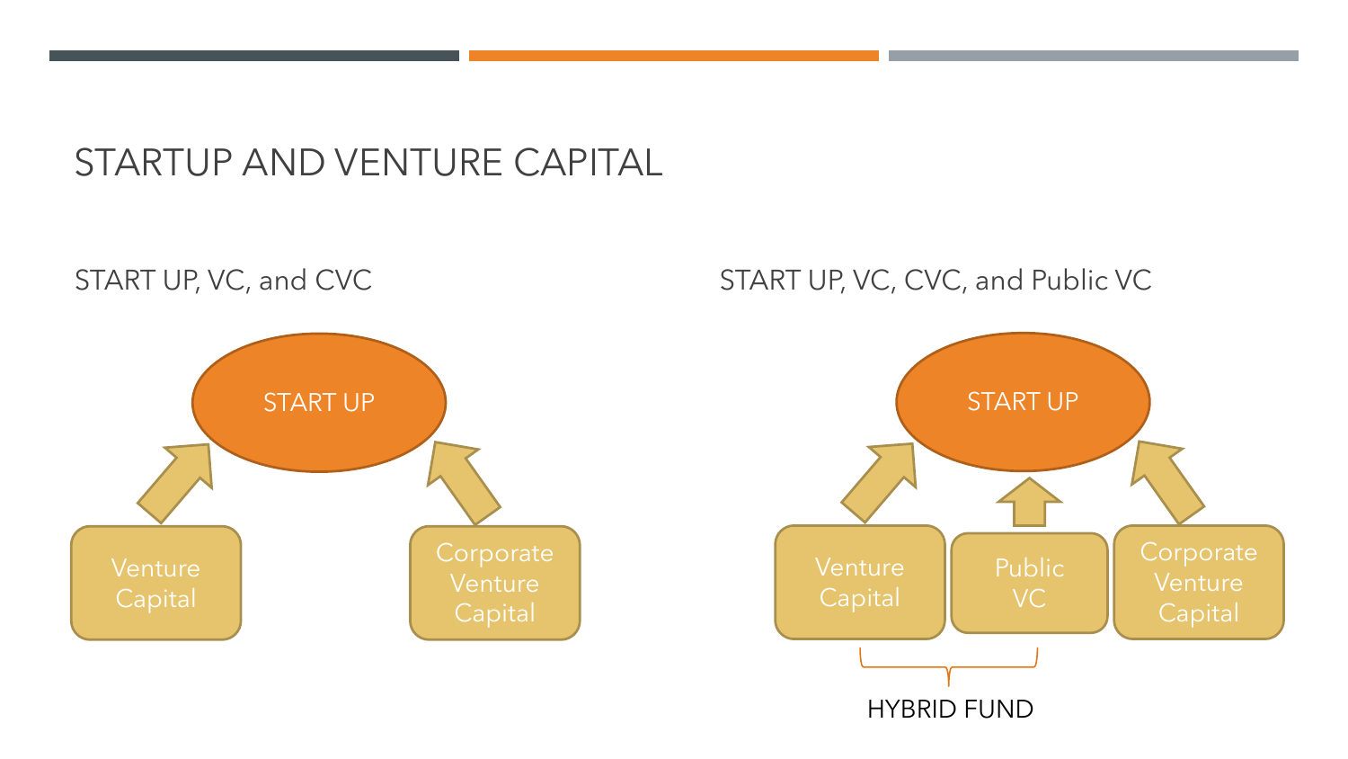# STARTUP AND VENTURE CAPITAL

## START UP, VC, and CVC

START UP

Venture Capital

Corporate Venture Capital

## START UP, VC, CVC, and Public VC

START UP

Venture Capital

Public VC

Corporate Venture Capital

HYBRID FUND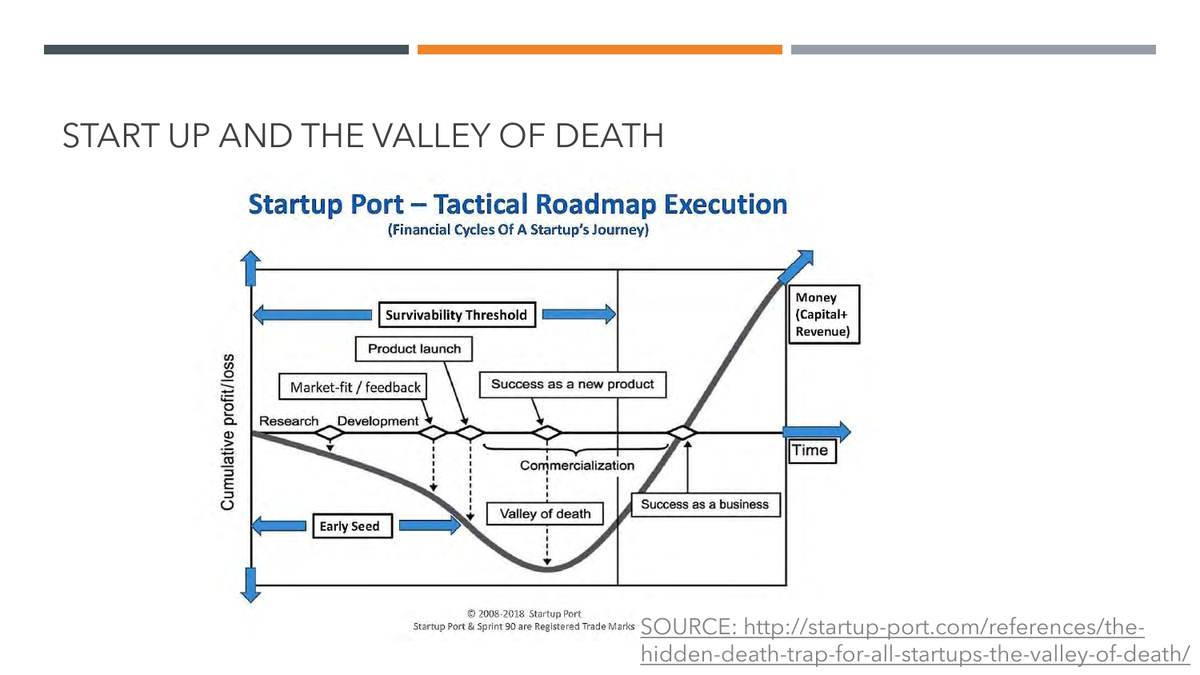# START UP AND THE VALLEY OF DEATH

**Startup Port – Tactical Roadmap Execution**

(Financial Cycles Of A Startup's Journey)

Cumulative profit/loss

Survivability Threshold

Product launch

Market-fit / feedback

Success as a new product

Research

Development

Commercialization

Valley of death

Success as a business

Early Seed

Money (Capital+ Revenue)

Time

© 2008-2018 Startup Port
Startup Port & Sprint 90 are Registered Trade Marks

SOURCE: http://startup-port.com/references/the-hidden-death-trap-for-all-startups-the-valley-of-death/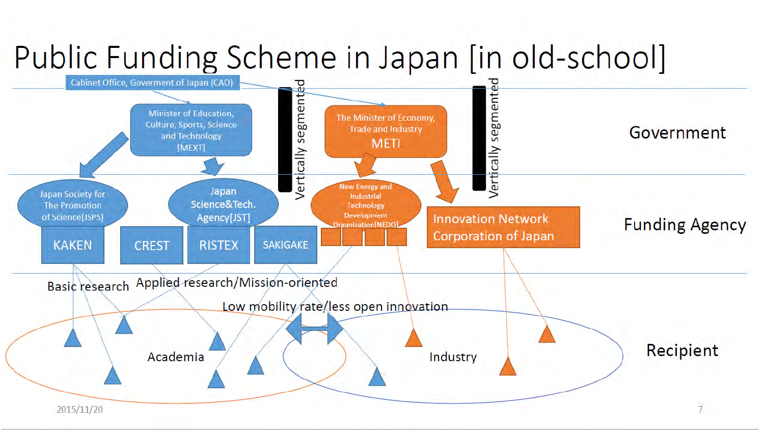# Public Funding Scheme in Japan [in old-school]

Cabinet Office, Goverment of Japan (CAO)

Government

Minister of Education, Culture, Sports, Science and Technology [MEXT]

Vertically segmented

The Minister of Economy, Trade and Industry METI

Vertically segmented

Funding Agency

Japan Society for The Promotion of Science[JSPS]

KAKEN

Japan Science&Tech. Agency[JST]

CREST

RISTEX

SAKIGAKE

New Energy and Industrial Technology Development Organization[NEDO]

Innovation Network Corporation of Japan

Basic research

Applied research/Mission-oriented

Low mobility rate/less open innovation

Recipient

Academia

Industry

2015/11/20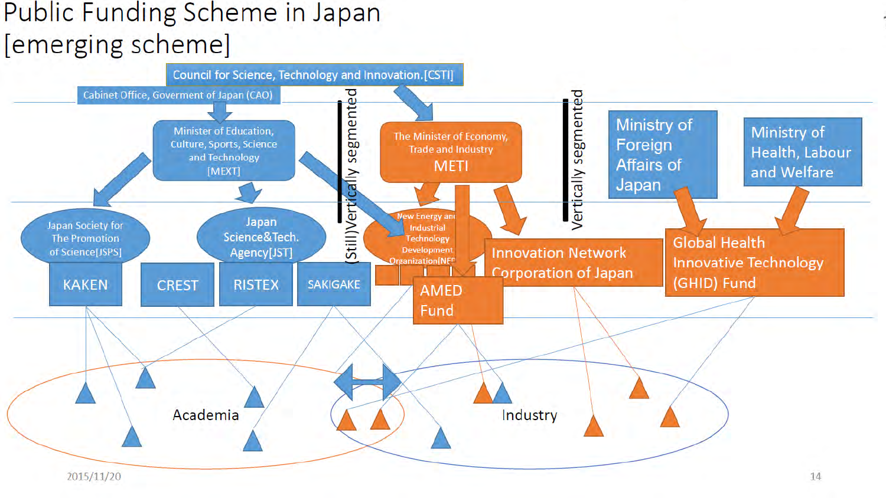# Public Funding Scheme in Japan [emerging scheme]

Council for Science, Technology and Innovation.[CSTI]

Cabinet Office, Goverment of Japan (CAO)

Minister of Education, Culture, Sports, Science and Technology [MEXT]

Japan Society for The Promotion of Science[JSPS]

Japan Science&Tech. Agency[JST]

KAKEN

CREST

RISTEX

SAKIGAKE

(Still)Vertically segmented

The Minister of Economy, Trade and Industry METI

New Energy and Industrial Technology Development Organization[NEDO]

AMED Fund

Innovation Network Corporation of Japan

Vertically segmented

Ministry of Foreign Affairs of Japan

Ministry of Health, Labour and Welfare

Global Health Innovative Technology (GHID) Fund

Academia

Industry

2015/11/20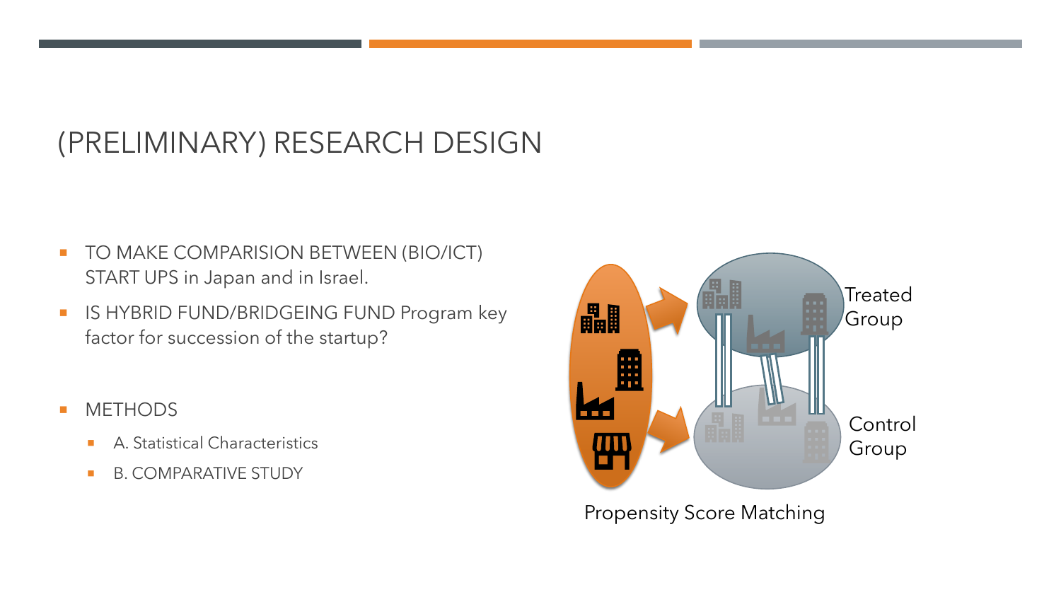# (PRELIMINARY) RESEARCH DESIGN

- TO MAKE COMPARISION BETWEEN (BIO/ICT) START UPS in Japan and in Israel.
- IS HYBRID FUND/BRIDGEING FUND Program key factor for succession of the startup?
- METHODS
  - A. Statistical Characteristics
  - B. COMPARATIVE STUDY

Treated Group

Control Group

Propensity Score Matching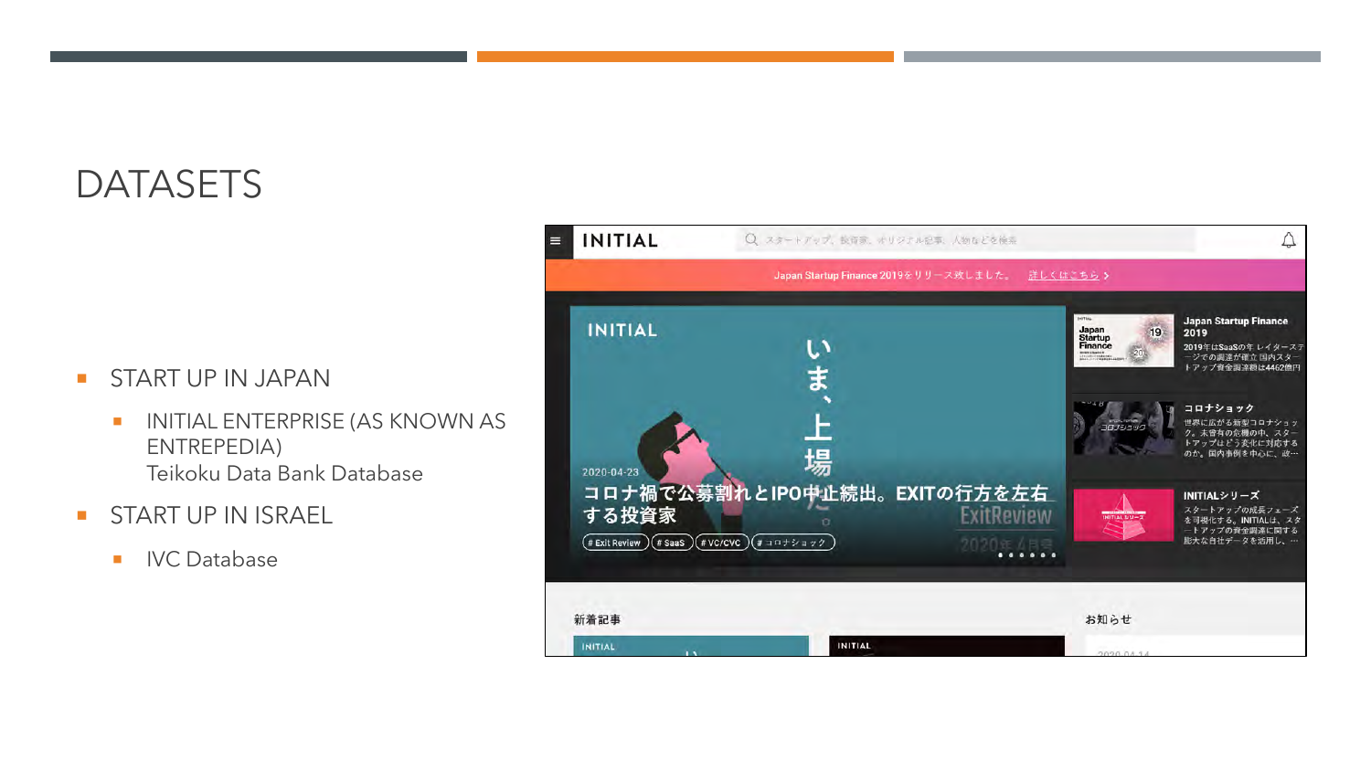# DATASETS

- START UP IN JAPAN
  - INITIAL ENTERPRISE (AS KNOWN AS ENTREPEDIA)
    Teikoku Data Bank Database
- START UP IN ISRAEL
  - IVC Database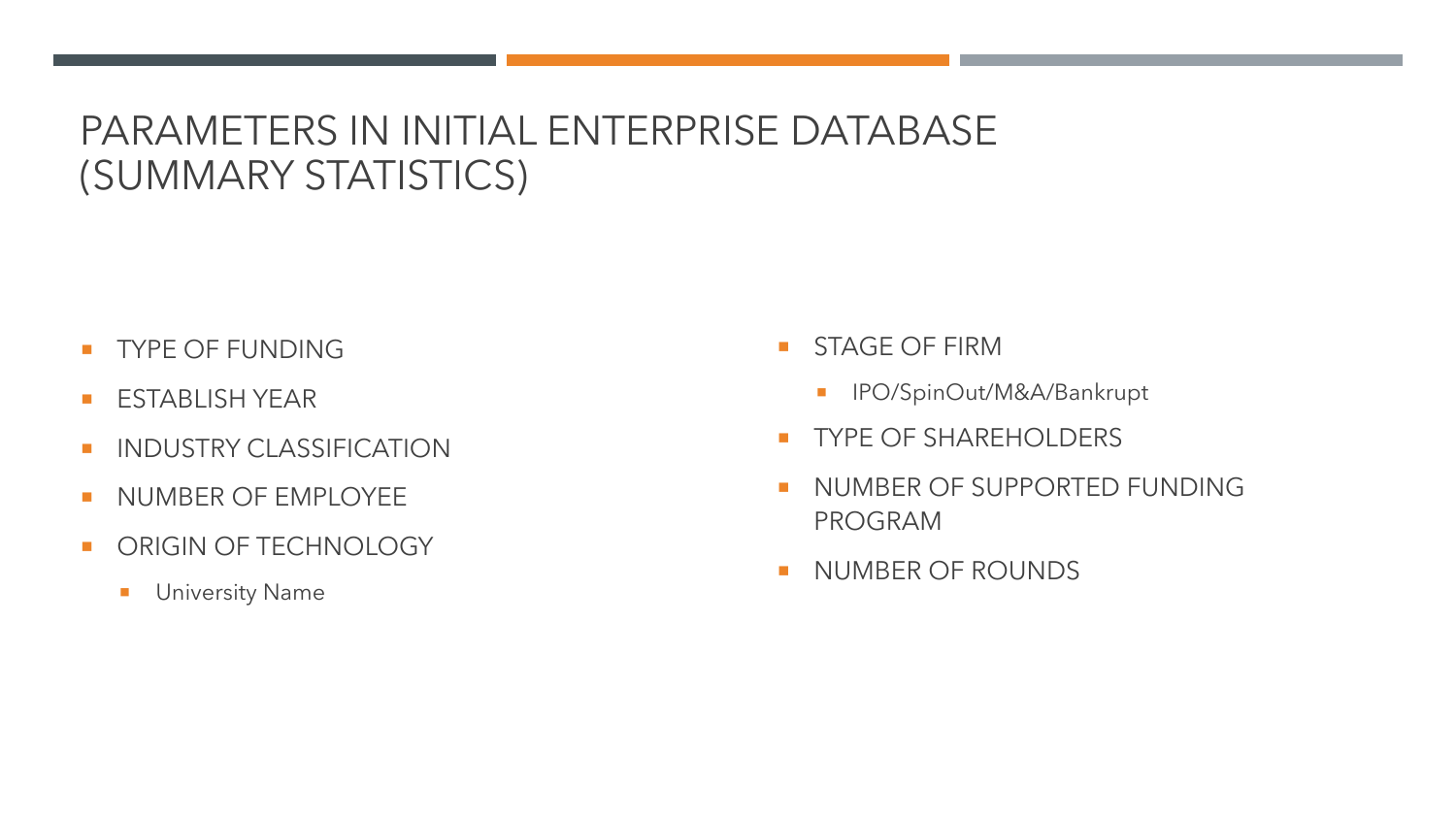# PARAMETERS IN INITIAL ENTERPRISE DATABASE (SUMMARY STATISTICS)

- TYPE OF FUNDING
- ESTABLISH YEAR
- INDUSTRY CLASSIFICATION
- NUMBER OF EMPLOYEE
- ORIGIN OF TECHNOLOGY
  - University Name
- STAGE OF FIRM
  - IPO/SpinOut/M&A/Bankrupt
- TYPE OF SHAREHOLDERS
- NUMBER OF SUPPORTED FUNDING PROGRAM
- NUMBER OF ROUNDS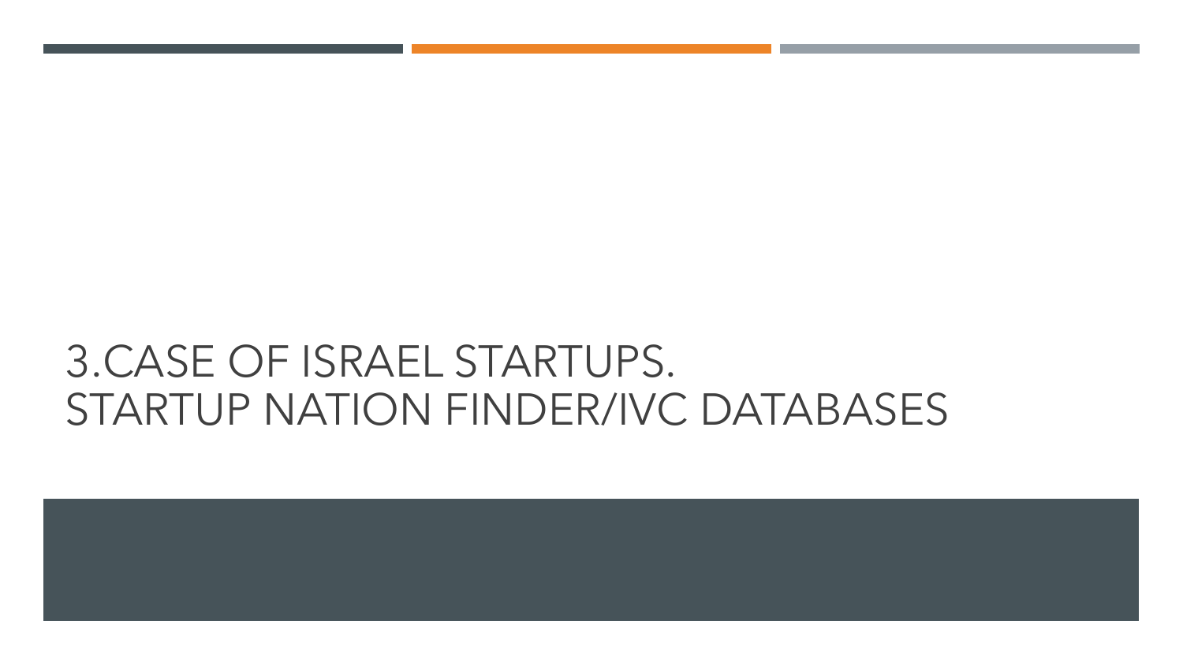# 3.CASE OF ISRAEL STARTUPS. STARTUP NATION FINDER/IVC DATABASES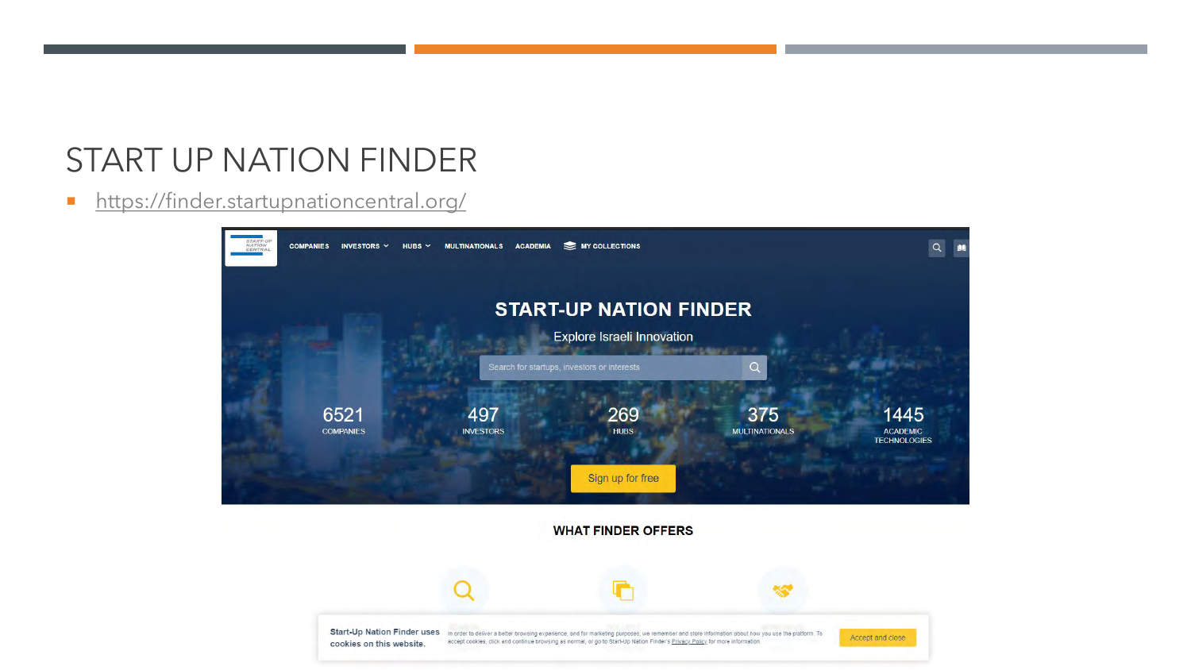# START UP NATION FINDER

- https://finder.startupnationcentral.org/

COMPANIES INVESTORS HUBS MULTINATIONALS ACADEMIA MY COLLECTIONS

## START-UP NATION FINDER

Explore Israeli Innovation

Search for startups, investors or interests

| 6521 | 497 | 269 | 375 | 1445 |
|---|---|---|---|---|
| COMPANIES | INVESTORS | HUBS | MULTINATIONALS | ACADEMIC TECHNOLOGIES |

Sign up for free

WHAT FINDER OFFERS

Start-Up Nation Finder uses cookies on this website. In order to deliver a better browsing experience, and for marketing purposes, we remember and store information about how you use the platform. To accept cookies, click and continue browsing as normal, or go to Start-Up Nation Finder's Privacy Policy for more information.

Accept and close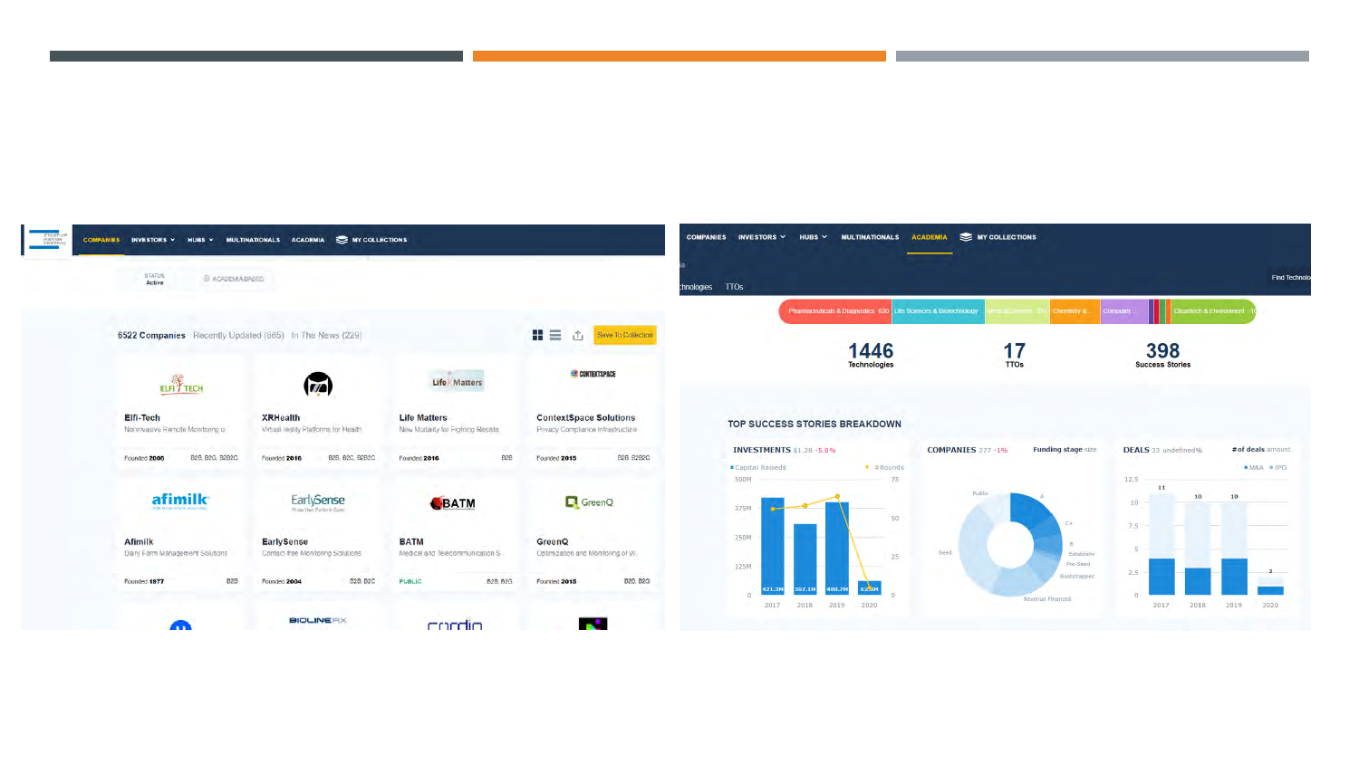COMPANIES | INVESTORS | HUBS | MULTINATIONALS | ACADEMIA | MY COLLECTIONS

STATUS Active | ACADEMIA BASED

6522 Companies | Recently Updated (865) | In The News (229) | Save To Collection

| Company | Description | Founded | Type |
|---|---|---|---|
| Elfi-Tech | Noninvasive Remote Monitoring o | Founded 2006 | B2B, B2G, B2B2C |
| XRHealth | Virtual reality Platforms for Health | Founded 2016 | B2B, B2C, B2B2C |
| Life Matters | New Modality for Fighting Resists | Founded 2016 | B2B |
| ContextSpace Solutions | Privacy Compliance Infrastructure | Founded 2015 | B2B, B2B2C |
| Afimilk | Dairy Farm Management Solutions | Founded 1977 | B2B |
| EarlySense | Contact-free Monitoring Solutions | Founded 2004 | B2B, B2C |
| BATM | Medical and Telecommunication S | PUBLIC | B2B, B2G |
| GreenQ | Optimization and Monitoring of W | Founded 2015 | B2B, B2G |

COMPANIES | INVESTORS | HUBS | MULTINATIONALS | ACADEMIA | MY COLLECTIONS

Technologies | TTOs | Find Technolo

Pharmaceuticals & Diagnostics 630 | Life Sciences & Biotechnology | Medical Devices | Chemistry & ... | Computer ... | Cleantech & Environment

- **1446** Technologies
- **17** TTOs
- **398** Success Stories

TOP SUCCESS STORIES BREAKDOWN

INVESTMENTS $1.28 -5.0% — Capital Raised / #Rounds

| Year | Capital Raised |
|---|---|
| 2017 | 421.3M |
| 2018 | 307.1M |
| 2019 | 406.7M |
| 2020 | 62.8M |

COMPANIES 277 -1% — Funding stage / size: Public, A, C+, B, Establish, Pre-Seed, Bootstrapped, Revenue Financed, Seed

DEALS 33 undefined% — # of deals / amount (M&A, IPO)

| Year | Deals |
|---|---|
| 2017 | 11 |
| 2018 | 10 |
| 2019 | 10 |
| 2020 | 2 |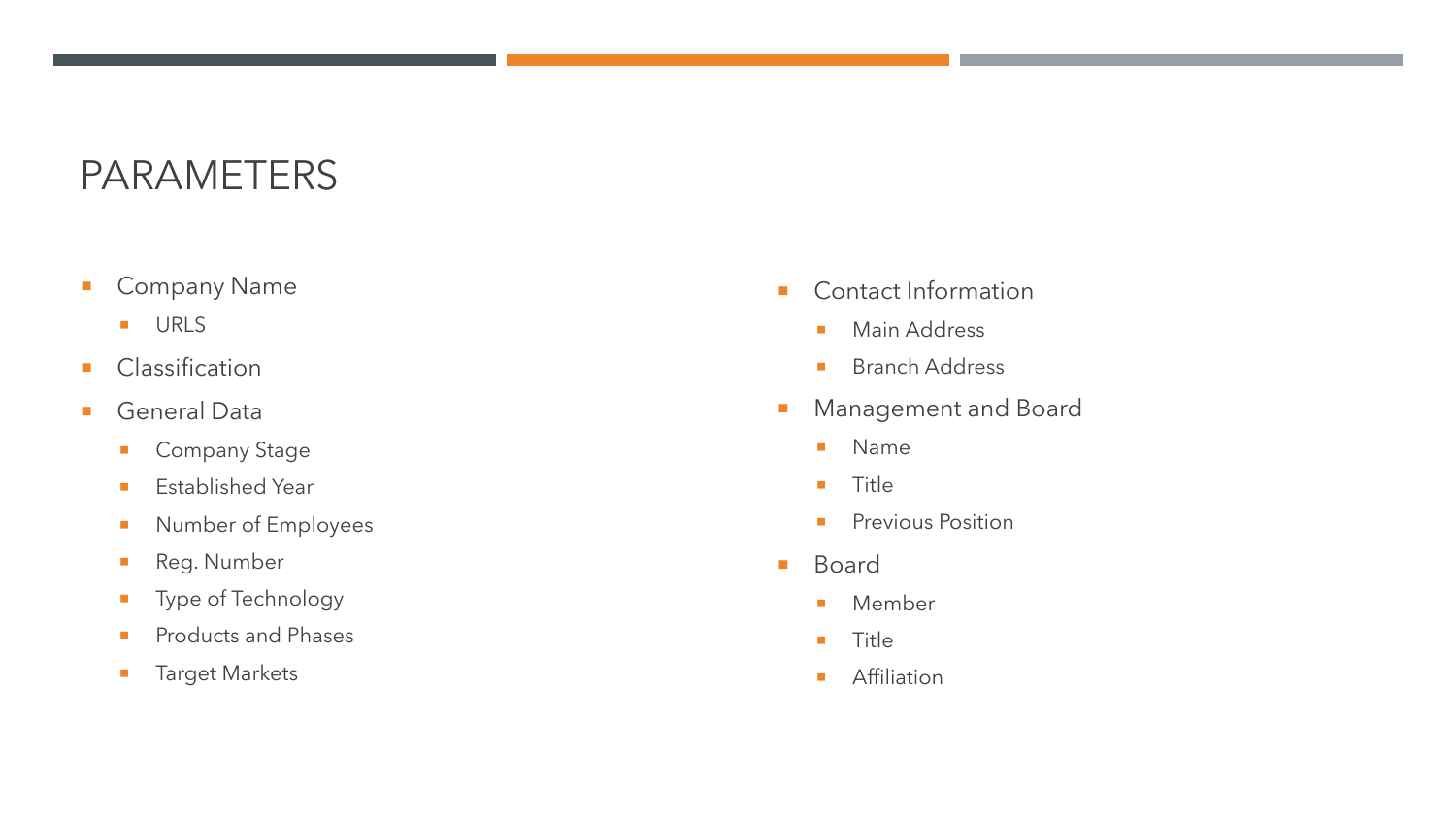# PARAMETERS

- Company Name
  - URLS
- Classification
- General Data
  - Company Stage
  - Established Year
  - Number of Employees
  - Reg. Number
  - Type of Technology
  - Products and Phases
  - Target Markets
- Contact Information
  - Main Address
  - Branch Address
- Management and Board
  - Name
  - Title
  - Previous Position
- Board
  - Member
  - Title
  - Affiliation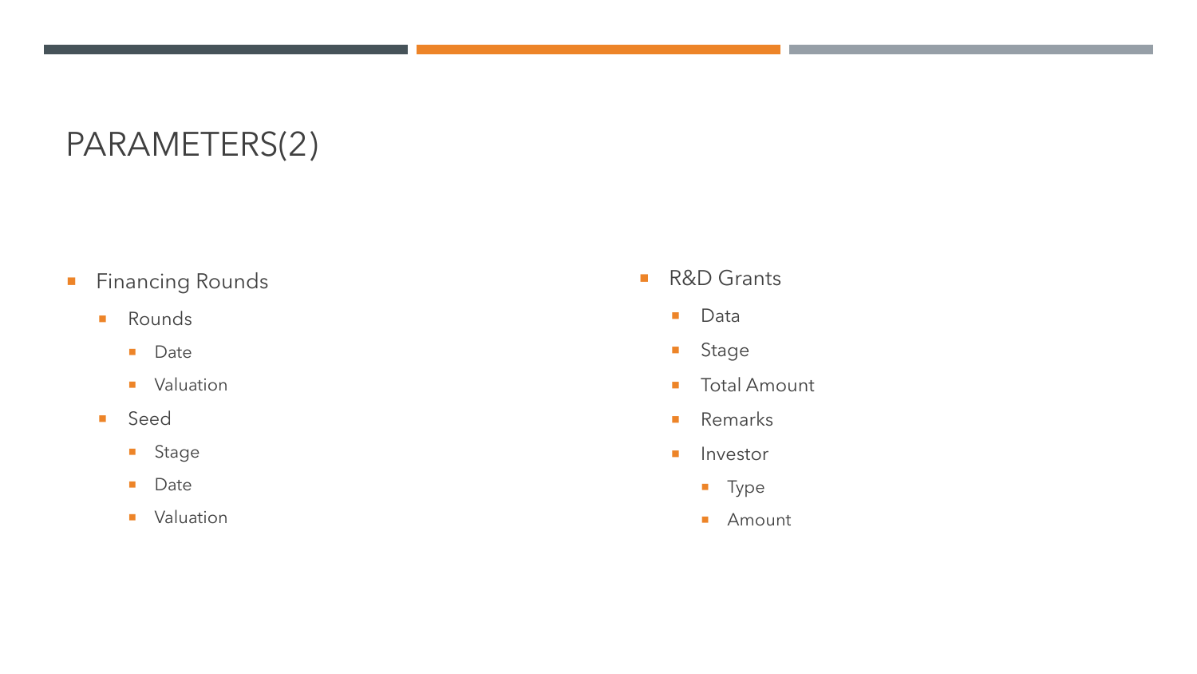# PARAMETERS(2)

- Financing Rounds
  - Rounds
    - Date
    - Valuation
  - Seed
    - Stage
    - Date
    - Valuation

- R&D Grants
  - Data
  - Stage
  - Total Amount
  - Remarks
  - Investor
    - Type
    - Amount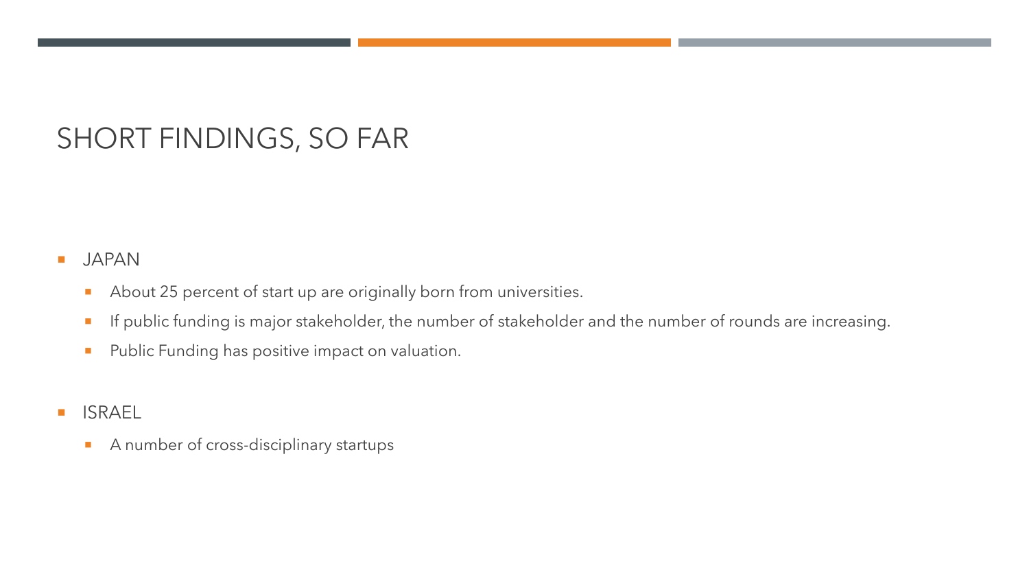# SHORT FINDINGS, SO FAR

- JAPAN
  - About 25 percent of start up are originally born from universities.
  - If public funding is major stakeholder, the number of stakeholder and the number of rounds are increasing.
  - Public Funding has positive impact on valuation.
- ISRAEL
  - A number of cross-disciplinary startups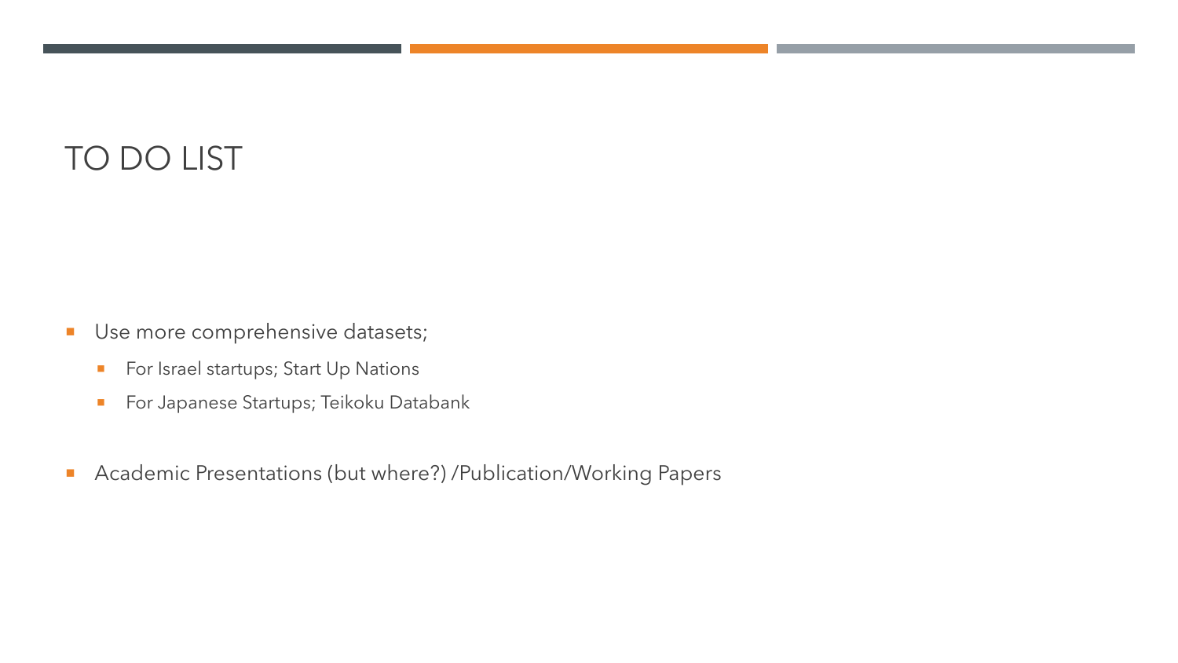# TO DO LIST

- Use more comprehensive datasets;
  - For Israel startups; Start Up Nations
  - For Japanese Startups; Teikoku Databank
- Academic Presentations (but where?) /Publication/Working Papers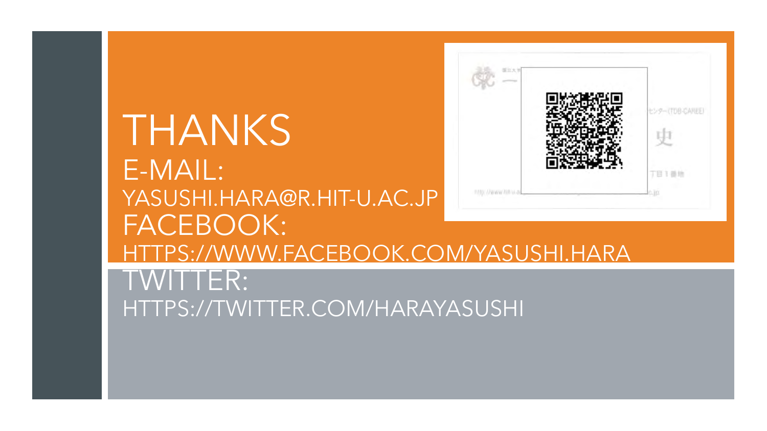# THANKS

E-MAIL:
YASUSHI.HARA@R.HIT-U.AC.JP

FACEBOOK:
HTTPS://WWW.FACEBOOK.COM/YASUSHI.HARA

TWITTER:
HTTPS://TWITTER.COM/HARAYASUSHI